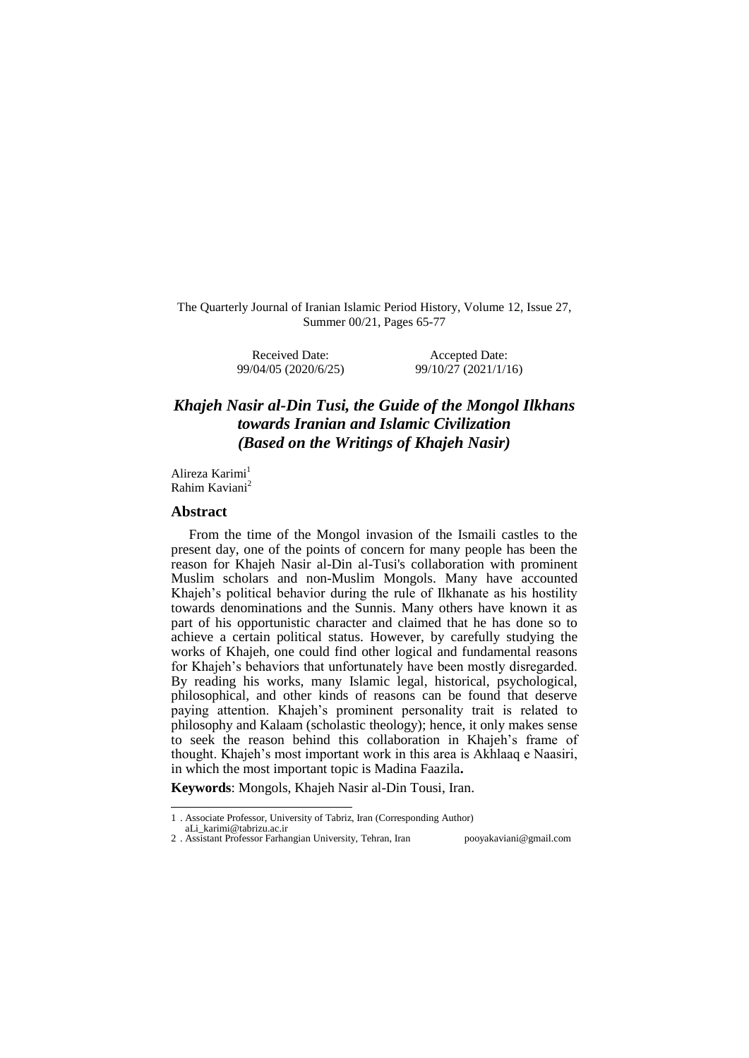The Quarterly Journal of Iranian Islamic Period History, Volume 12, Issue 27, Summer 00/21, Pages 65-77

Received Date: 99/04/05 (2020/6/25)

Accepted Date: 99/10/27 (2021/1/16)

# *Khajeh Nasir al-Din Tusi, the Guide of the Mongol Ilkhans towards Iranian and Islamic Civilization (Based on the Writings of Khajeh Nasir)*

Alireza Karimi[1]
Rahim Kaviani[2]

## Abstract

From the time of the Mongol invasion of the Ismaili castles to the present day, one of the points of concern for many people has been the reason for Khajeh Nasir al-Din al-Tusi's collaboration with prominent Muslim scholars and non-Muslim Mongols. Many have accounted Khajeh's political behavior during the rule of Ilkhanate as his hostility towards denominations and the Sunnis. Many others have known it as part of his opportunistic character and claimed that he has done so to achieve a certain political status. However, by carefully studying the works of Khajeh, one could find other logical and fundamental reasons for Khajeh's behaviors that unfortunately have been mostly disregarded. By reading his works, many Islamic legal, historical, psychological, philosophical, and other kinds of reasons can be found that deserve paying attention. Khajeh's prominent personality trait is related to philosophy and Kalaam (scholastic theology); hence, it only makes sense to seek the reason behind this collaboration in Khajeh's frame of thought. Khajeh's most important work in this area is Akhlaaq e Naasiri, in which the most important topic is Madina Faazila**.**

**Keywords**: Mongols, Khajeh Nasir al-Din Tousi, Iran.

---

1 . Associate Professor, University of Tabriz, Iran (Corresponding Author) aLi_karimi@tabrizu.ac.ir

2 . Assistant Professor Farhangian University, Tehran, Iran pooyakaviani@gmail.com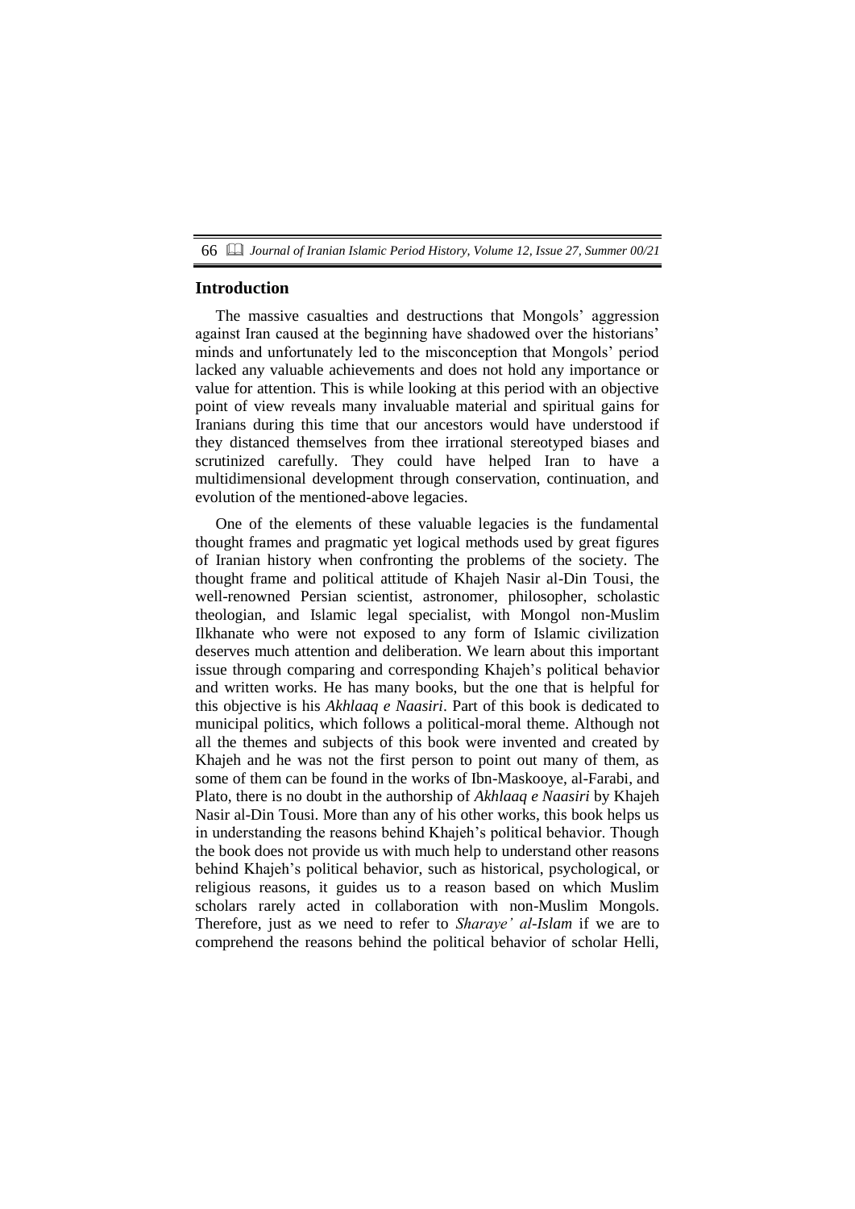## Introduction

The massive casualties and destructions that Mongols' aggression against Iran caused at the beginning have shadowed over the historians' minds and unfortunately led to the misconception that Mongols' period lacked any valuable achievements and does not hold any importance or value for attention. This is while looking at this period with an objective point of view reveals many invaluable material and spiritual gains for Iranians during this time that our ancestors would have understood if they distanced themselves from thee irrational stereotyped biases and scrutinized carefully. They could have helped Iran to have a multidimensional development through conservation, continuation, and evolution of the mentioned-above legacies.

One of the elements of these valuable legacies is the fundamental thought frames and pragmatic yet logical methods used by great figures of Iranian history when confronting the problems of the society. The thought frame and political attitude of Khajeh Nasir al-Din Tousi, the well-renowned Persian scientist, astronomer, philosopher, scholastic theologian, and Islamic legal specialist, with Mongol non-Muslim Ilkhanate who were not exposed to any form of Islamic civilization deserves much attention and deliberation. We learn about this important issue through comparing and corresponding Khajeh's political behavior and written works. He has many books, but the one that is helpful for this objective is his *Akhlaaq e Naasiri*. Part of this book is dedicated to municipal politics, which follows a political-moral theme. Although not all the themes and subjects of this book were invented and created by Khajeh and he was not the first person to point out many of them, as some of them can be found in the works of Ibn-Maskooye, al-Farabi, and Plato, there is no doubt in the authorship of *Akhlaaq e Naasiri* by Khajeh Nasir al-Din Tousi. More than any of his other works, this book helps us in understanding the reasons behind Khajeh's political behavior. Though the book does not provide us with much help to understand other reasons behind Khajeh's political behavior, such as historical, psychological, or religious reasons, it guides us to a reason based on which Muslim scholars rarely acted in collaboration with non-Muslim Mongols. Therefore, just as we need to refer to *Sharaye' al-Islam* if we are to comprehend the reasons behind the political behavior of scholar Helli,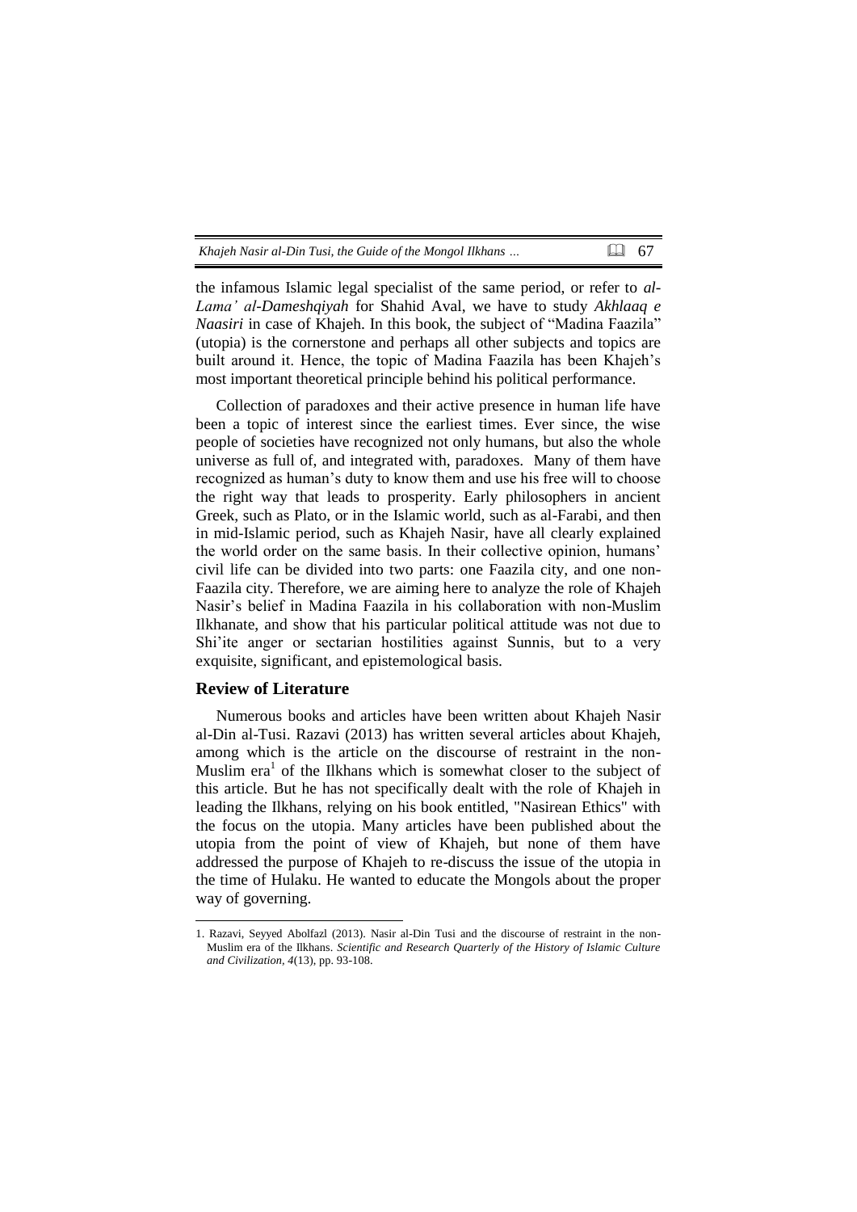the infamous Islamic legal specialist of the same period, or refer to *al-Lama' al-Dameshqiyah* for Shahid Aval, we have to study *Akhlaaq e Naasiri* in case of Khajeh. In this book, the subject of "Madina Faazila" (utopia) is the cornerstone and perhaps all other subjects and topics are built around it. Hence, the topic of Madina Faazila has been Khajeh's most important theoretical principle behind his political performance.

Collection of paradoxes and their active presence in human life have been a topic of interest since the earliest times. Ever since, the wise people of societies have recognized not only humans, but also the whole universe as full of, and integrated with, paradoxes. Many of them have recognized as human's duty to know them and use his free will to choose the right way that leads to prosperity. Early philosophers in ancient Greek, such as Plato, or in the Islamic world, such as al-Farabi, and then in mid-Islamic period, such as Khajeh Nasir, have all clearly explained the world order on the same basis. In their collective opinion, humans' civil life can be divided into two parts: one Faazila city, and one non-Faazila city. Therefore, we are aiming here to analyze the role of Khajeh Nasir's belief in Madina Faazila in his collaboration with non-Muslim Ilkhanate, and show that his particular political attitude was not due to Shi'ite anger or sectarian hostilities against Sunnis, but to a very exquisite, significant, and epistemological basis.

## Review of Literature

Numerous books and articles have been written about Khajeh Nasir al-Din al-Tusi. Razavi (2013) has written several articles about Khajeh, among which is the article on the discourse of restraint in the non-Muslim era[1] of the Ilkhans which is somewhat closer to the subject of this article. But he has not specifically dealt with the role of Khajeh in leading the Ilkhans, relying on his book entitled, "Nasirean Ethics" with the focus on the utopia. Many articles have been published about the utopia from the point of view of Khajeh, but none of them have addressed the purpose of Khajeh to re-discuss the issue of the utopia in the time of Hulaku. He wanted to educate the Mongols about the proper way of governing.

---

1. Razavi, Seyyed Abolfazl (2013). Nasir al-Din Tusi and the discourse of restraint in the non-Muslim era of the Ilkhans. *Scientific and Research Quarterly of the History of Islamic Culture and Civilization*, *4*(13), pp. 93-108.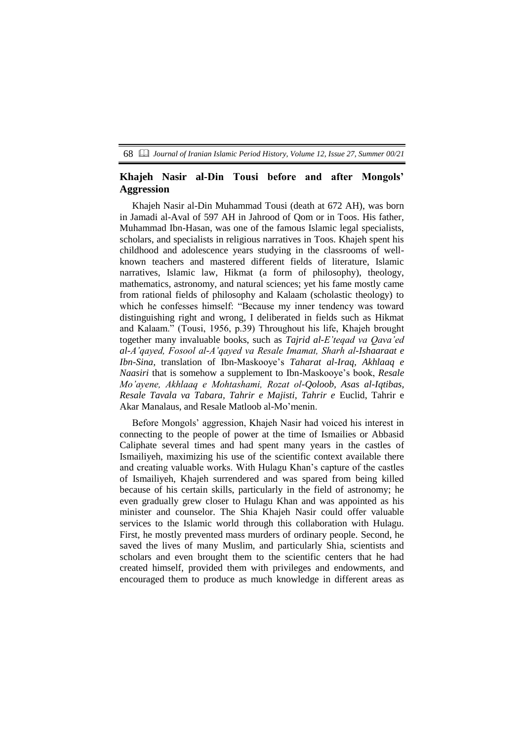## Khajeh Nasir al-Din Tousi before and after Mongols' Aggression

Khajeh Nasir al-Din Muhammad Tousi (death at 672 AH), was born in Jamadi al-Aval of 597 AH in Jahrood of Qom or in Toos. His father, Muhammad Ibn-Hasan, was one of the famous Islamic legal specialists, scholars, and specialists in religious narratives in Toos. Khajeh spent his childhood and adolescence years studying in the classrooms of well-known teachers and mastered different fields of literature, Islamic narratives, Islamic law, Hikmat (a form of philosophy), theology, mathematics, astronomy, and natural sciences; yet his fame mostly came from rational fields of philosophy and Kalaam (scholastic theology) to which he confesses himself: "Because my inner tendency was toward distinguishing right and wrong, I deliberated in fields such as Hikmat and Kalaam." (Tousi, 1956, p.39) Throughout his life, Khajeh brought together many invaluable books, such as *Tajrid al-E'teqad va Qava'ed al-A'qayed, Fosool al-A'qayed va Resale Imamat, Sharh al-Ishaaraat e Ibn-Sina*, translation of Ibn-Maskooye's *Taharat al-Iraq, Akhlaaq e Naasiri* that is somehow a supplement to Ibn-Maskooye's book, *Resale Mo'ayene, Akhlaaq e Mohtashami, Rozat ol-Qoloob, Asas al-Iqtibas, Resale Tavala va Tabara, Tahrir e Majisti, Tahrir e* Euclid, Tahrir e Akar Manalaus, and Resale Matloob al-Mo'menin.

Before Mongols' aggression, Khajeh Nasir had voiced his interest in connecting to the people of power at the time of Ismailies or Abbasid Caliphate several times and had spent many years in the castles of Ismailiyeh, maximizing his use of the scientific context available there and creating valuable works. With Hulagu Khan's capture of the castles of Ismailiyeh, Khajeh surrendered and was spared from being killed because of his certain skills, particularly in the field of astronomy; he even gradually grew closer to Hulagu Khan and was appointed as his minister and counselor. The Shia Khajeh Nasir could offer valuable services to the Islamic world through this collaboration with Hulagu. First, he mostly prevented mass murders of ordinary people. Second, he saved the lives of many Muslim, and particularly Shia, scientists and scholars and even brought them to the scientific centers that he had created himself, provided them with privileges and endowments, and encouraged them to produce as much knowledge in different areas as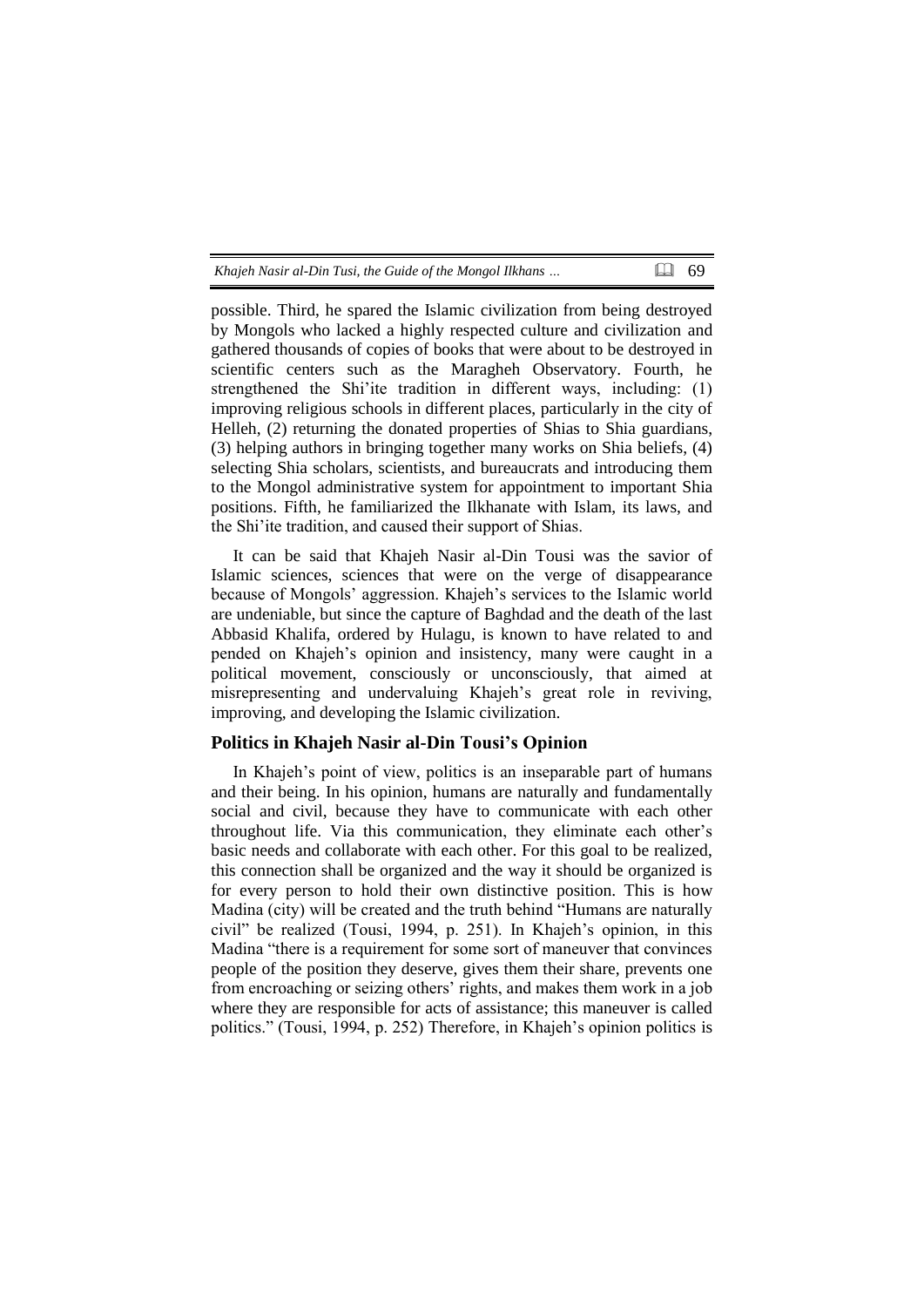possible. Third, he spared the Islamic civilization from being destroyed by Mongols who lacked a highly respected culture and civilization and gathered thousands of copies of books that were about to be destroyed in scientific centers such as the Maragheh Observatory. Fourth, he strengthened the Shi'ite tradition in different ways, including: (1) improving religious schools in different places, particularly in the city of Helleh, (2) returning the donated properties of Shias to Shia guardians, (3) helping authors in bringing together many works on Shia beliefs, (4) selecting Shia scholars, scientists, and bureaucrats and introducing them to the Mongol administrative system for appointment to important Shia positions. Fifth, he familiarized the Ilkhanate with Islam, its laws, and the Shi'ite tradition, and caused their support of Shias.

It can be said that Khajeh Nasir al-Din Tousi was the savior of Islamic sciences, sciences that were on the verge of disappearance because of Mongols' aggression. Khajeh's services to the Islamic world are undeniable, but since the capture of Baghdad and the death of the last Abbasid Khalifa, ordered by Hulagu, is known to have related to and pended on Khajeh's opinion and insistency, many were caught in a political movement, consciously or unconsciously, that aimed at misrepresenting and undervaluing Khajeh's great role in reviving, improving, and developing the Islamic civilization.

## Politics in Khajeh Nasir al-Din Tousi's Opinion

In Khajeh's point of view, politics is an inseparable part of humans and their being. In his opinion, humans are naturally and fundamentally social and civil, because they have to communicate with each other throughout life. Via this communication, they eliminate each other's basic needs and collaborate with each other. For this goal to be realized, this connection shall be organized and the way it should be organized is for every person to hold their own distinctive position. This is how Madina (city) will be created and the truth behind "Humans are naturally civil" be realized (Tousi, 1994, p. 251). In Khajeh's opinion, in this Madina "there is a requirement for some sort of maneuver that convinces people of the position they deserve, gives them their share, prevents one from encroaching or seizing others' rights, and makes them work in a job where they are responsible for acts of assistance; this maneuver is called politics." (Tousi, 1994, p. 252) Therefore, in Khajeh's opinion politics is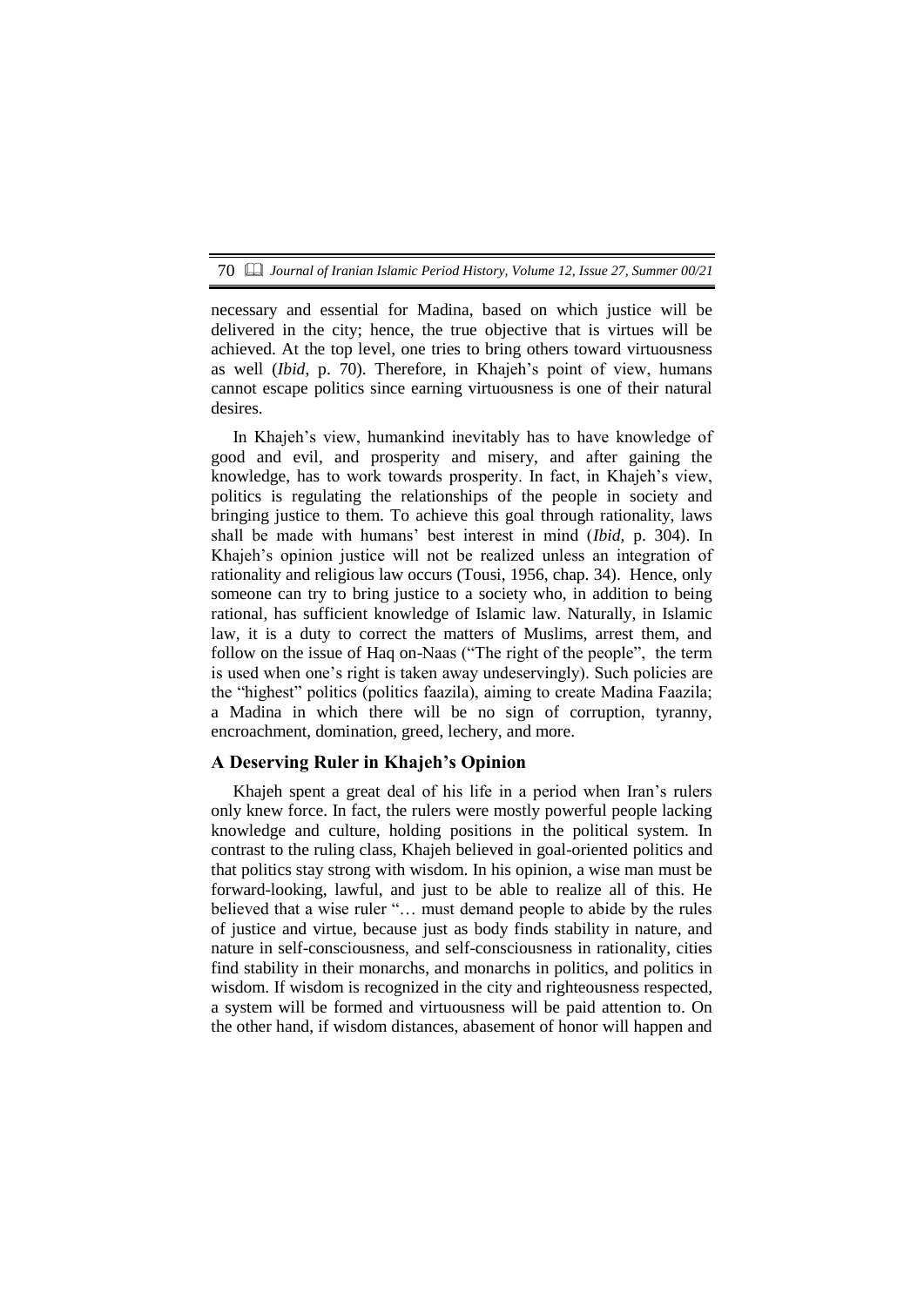necessary and essential for Madina, based on which justice will be delivered in the city; hence, the true objective that is virtues will be achieved. At the top level, one tries to bring others toward virtuousness as well (*Ibid*, p. 70). Therefore, in Khajeh's point of view, humans cannot escape politics since earning virtuousness is one of their natural desires.

In Khajeh's view, humankind inevitably has to have knowledge of good and evil, and prosperity and misery, and after gaining the knowledge, has to work towards prosperity. In fact, in Khajeh's view, politics is regulating the relationships of the people in society and bringing justice to them. To achieve this goal through rationality, laws shall be made with humans' best interest in mind (*Ibid*, p. 304). In Khajeh's opinion justice will not be realized unless an integration of rationality and religious law occurs (Tousi, 1956, chap. 34). Hence, only someone can try to bring justice to a society who, in addition to being rational, has sufficient knowledge of Islamic law. Naturally, in Islamic law, it is a duty to correct the matters of Muslims, arrest them, and follow on the issue of Haq on-Naas ("The right of the people", the term is used when one's right is taken away undeservingly). Such policies are the "highest" politics (politics faazila), aiming to create Madina Faazila; a Madina in which there will be no sign of corruption, tyranny, encroachment, domination, greed, lechery, and more.

## A Deserving Ruler in Khajeh's Opinion

Khajeh spent a great deal of his life in a period when Iran's rulers only knew force. In fact, the rulers were mostly powerful people lacking knowledge and culture, holding positions in the political system. In contrast to the ruling class, Khajeh believed in goal-oriented politics and that politics stay strong with wisdom. In his opinion, a wise man must be forward-looking, lawful, and just to be able to realize all of this. He believed that a wise ruler "… must demand people to abide by the rules of justice and virtue, because just as body finds stability in nature, and nature in self-consciousness, and self-consciousness in rationality, cities find stability in their monarchs, and monarchs in politics, and politics in wisdom. If wisdom is recognized in the city and righteousness respected, a system will be formed and virtuousness will be paid attention to. On the other hand, if wisdom distances, abasement of honor will happen and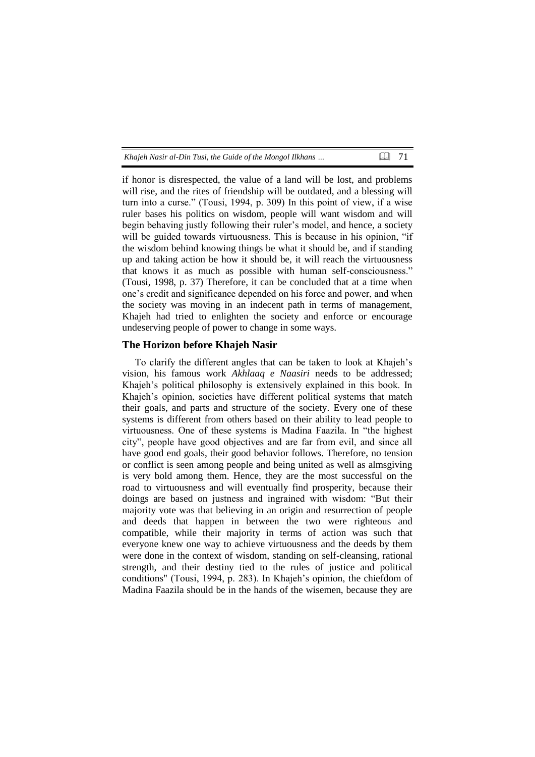if honor is disrespected, the value of a land will be lost, and problems will rise, and the rites of friendship will be outdated, and a blessing will turn into a curse." (Tousi, 1994, p. 309) In this point of view, if a wise ruler bases his politics on wisdom, people will want wisdom and will begin behaving justly following their ruler's model, and hence, a society will be guided towards virtuousness. This is because in his opinion, "if the wisdom behind knowing things be what it should be, and if standing up and taking action be how it should be, it will reach the virtuousness that knows it as much as possible with human self-consciousness." (Tousi, 1998, p. 37) Therefore, it can be concluded that at a time when one's credit and significance depended on his force and power, and when the society was moving in an indecent path in terms of management, Khajeh had tried to enlighten the society and enforce or encourage undeserving people of power to change in some ways.

## The Horizon before Khajeh Nasir

To clarify the different angles that can be taken to look at Khajeh's vision, his famous work *Akhlaaq e Naasiri* needs to be addressed; Khajeh's political philosophy is extensively explained in this book. In Khajeh's opinion, societies have different political systems that match their goals, and parts and structure of the society. Every one of these systems is different from others based on their ability to lead people to virtuousness. One of these systems is Madina Faazila. In "the highest city", people have good objectives and are far from evil, and since all have good end goals, their good behavior follows. Therefore, no tension or conflict is seen among people and being united as well as almsgiving is very bold among them. Hence, they are the most successful on the road to virtuousness and will eventually find prosperity, because their doings are based on justness and ingrained with wisdom: "But their majority vote was that believing in an origin and resurrection of people and deeds that happen in between the two were righteous and compatible, while their majority in terms of action was such that everyone knew one way to achieve virtuousness and the deeds by them were done in the context of wisdom, standing on self-cleansing, rational strength, and their destiny tied to the rules of justice and political conditions" (Tousi, 1994, p. 283). In Khajeh's opinion, the chiefdom of Madina Faazila should be in the hands of the wisemen, because they are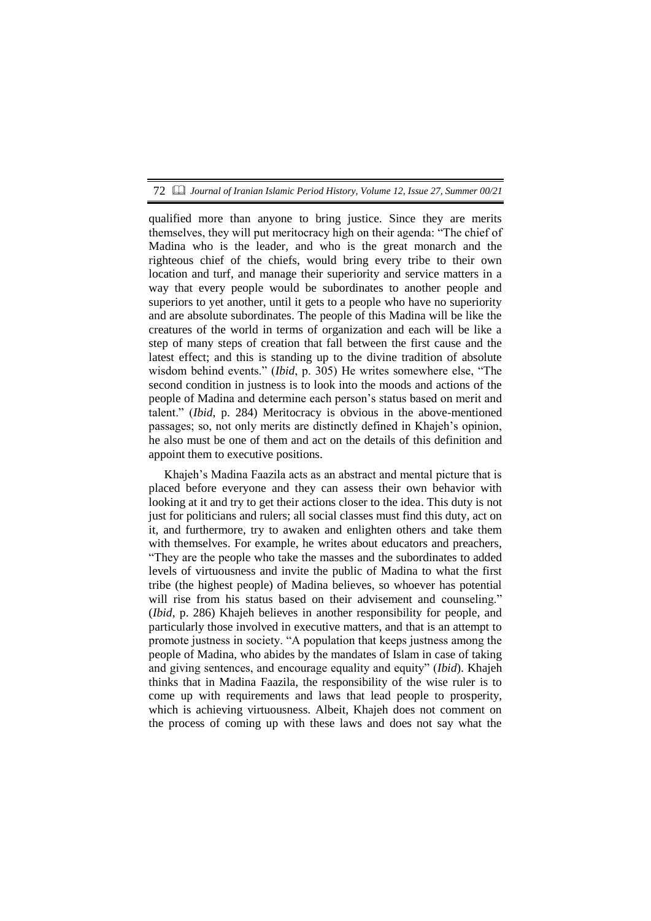qualified more than anyone to bring justice. Since they are merits themselves, they will put meritocracy high on their agenda: "The chief of Madina who is the leader, and who is the great monarch and the righteous chief of the chiefs, would bring every tribe to their own location and turf, and manage their superiority and service matters in a way that every people would be subordinates to another people and superiors to yet another, until it gets to a people who have no superiority and are absolute subordinates. The people of this Madina will be like the creatures of the world in terms of organization and each will be like a step of many steps of creation that fall between the first cause and the latest effect; and this is standing up to the divine tradition of absolute wisdom behind events." (*Ibid*, p. 305) He writes somewhere else, "The second condition in justness is to look into the moods and actions of the people of Madina and determine each person's status based on merit and talent." (*Ibid*, p. 284) Meritocracy is obvious in the above-mentioned passages; so, not only merits are distinctly defined in Khajeh's opinion, he also must be one of them and act on the details of this definition and appoint them to executive positions.

Khajeh's Madina Faazila acts as an abstract and mental picture that is placed before everyone and they can assess their own behavior with looking at it and try to get their actions closer to the idea. This duty is not just for politicians and rulers; all social classes must find this duty, act on it, and furthermore, try to awaken and enlighten others and take them with themselves. For example, he writes about educators and preachers, "They are the people who take the masses and the subordinates to added levels of virtuousness and invite the public of Madina to what the first tribe (the highest people) of Madina believes, so whoever has potential will rise from his status based on their advisement and counseling." (*Ibid*, p. 286) Khajeh believes in another responsibility for people, and particularly those involved in executive matters, and that is an attempt to promote justness in society. "A population that keeps justness among the people of Madina, who abides by the mandates of Islam in case of taking and giving sentences, and encourage equality and equity" (*Ibid*). Khajeh thinks that in Madina Faazila, the responsibility of the wise ruler is to come up with requirements and laws that lead people to prosperity, which is achieving virtuousness. Albeit, Khajeh does not comment on the process of coming up with these laws and does not say what the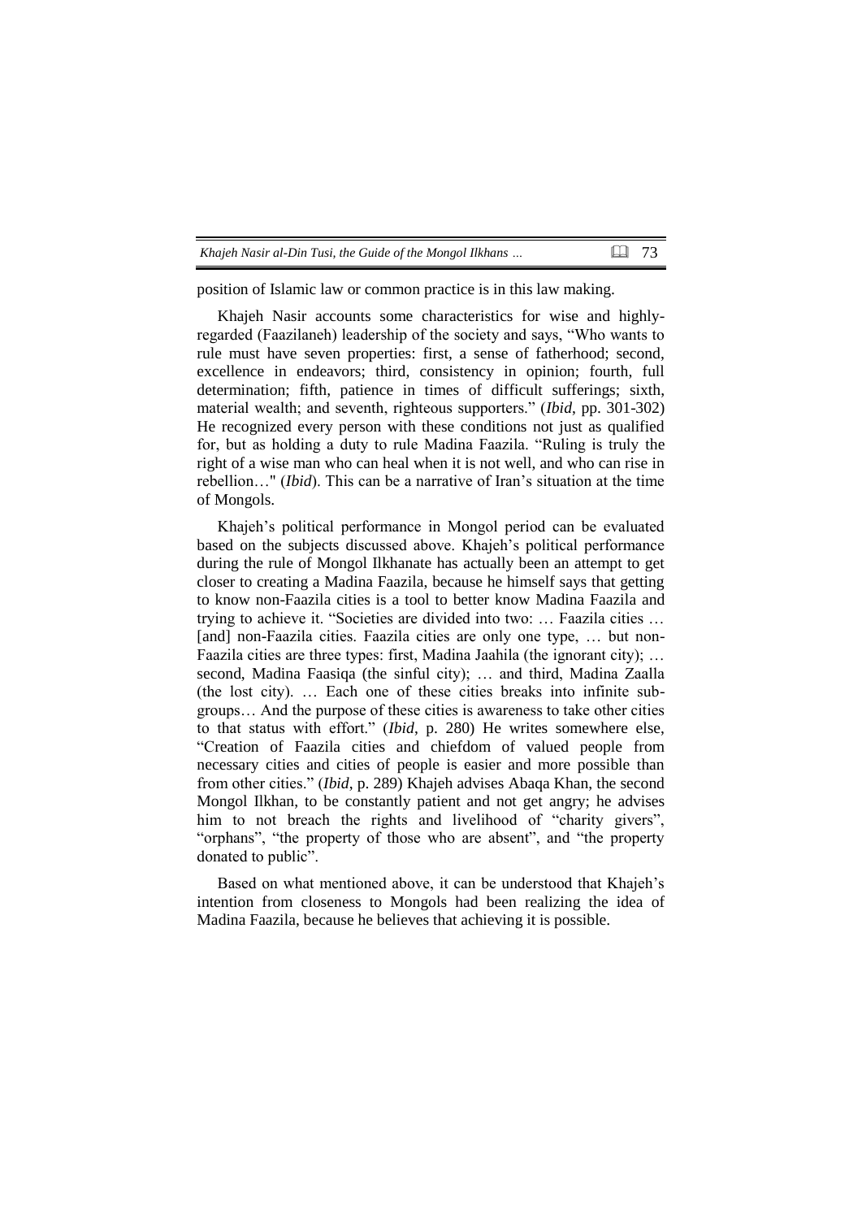position of Islamic law or common practice is in this law making.

Khajeh Nasir accounts some characteristics for wise and highly-regarded (Faazilaneh) leadership of the society and says, "Who wants to rule must have seven properties: first, a sense of fatherhood; second, excellence in endeavors; third, consistency in opinion; fourth, full determination; fifth, patience in times of difficult sufferings; sixth, material wealth; and seventh, righteous supporters." (*Ibid*, pp. 301-302) He recognized every person with these conditions not just as qualified for, but as holding a duty to rule Madina Faazila. "Ruling is truly the right of a wise man who can heal when it is not well, and who can rise in rebellion…" (*Ibid*). This can be a narrative of Iran's situation at the time of Mongols.

Khajeh's political performance in Mongol period can be evaluated based on the subjects discussed above. Khajeh's political performance during the rule of Mongol Ilkhanate has actually been an attempt to get closer to creating a Madina Faazila, because he himself says that getting to know non-Faazila cities is a tool to better know Madina Faazila and trying to achieve it. "Societies are divided into two: … Faazila cities … [and] non-Faazila cities. Faazila cities are only one type, … but non-Faazila cities are three types: first, Madina Jaahila (the ignorant city); … second, Madina Faasiqa (the sinful city); … and third, Madina Zaalla (the lost city). … Each one of these cities breaks into infinite sub-groups… And the purpose of these cities is awareness to take other cities to that status with effort." (*Ibid*, p. 280) He writes somewhere else, "Creation of Faazila cities and chiefdom of valued people from necessary cities and cities of people is easier and more possible than from other cities." (*Ibid*, p. 289) Khajeh advises Abaqa Khan, the second Mongol Ilkhan, to be constantly patient and not get angry; he advises him to not breach the rights and livelihood of "charity givers", "orphans", "the property of those who are absent", and "the property donated to public".

Based on what mentioned above, it can be understood that Khajeh's intention from closeness to Mongols had been realizing the idea of Madina Faazila, because he believes that achieving it is possible.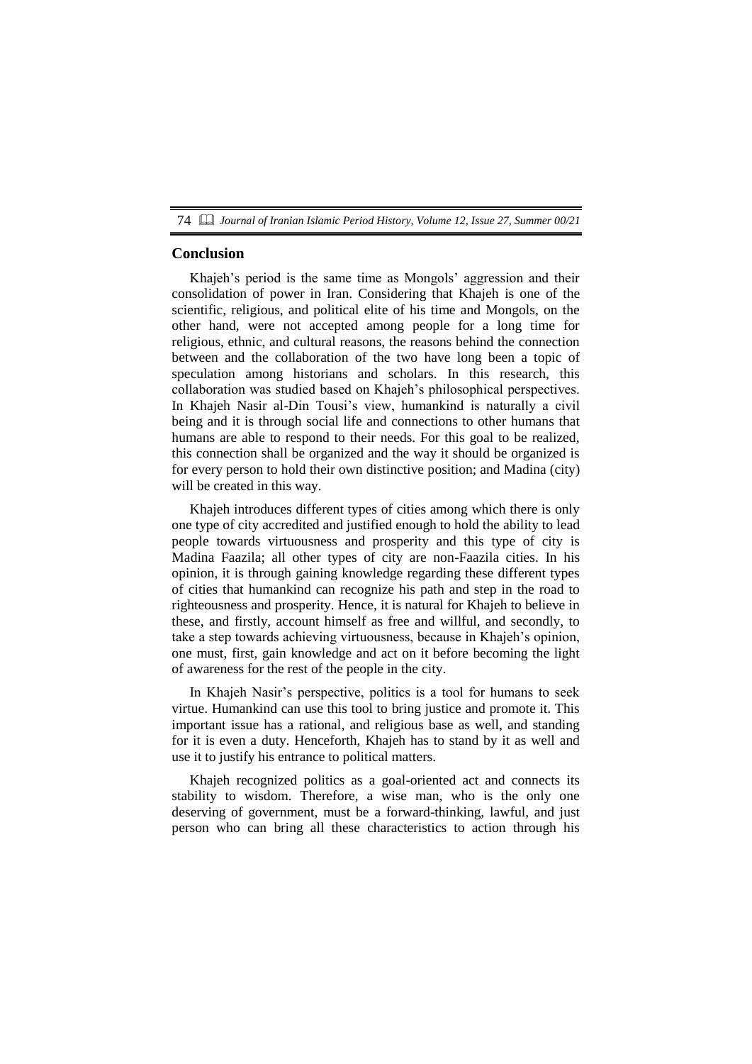## Conclusion

Khajeh's period is the same time as Mongols' aggression and their consolidation of power in Iran. Considering that Khajeh is one of the scientific, religious, and political elite of his time and Mongols, on the other hand, were not accepted among people for a long time for religious, ethnic, and cultural reasons, the reasons behind the connection between and the collaboration of the two have long been a topic of speculation among historians and scholars. In this research, this collaboration was studied based on Khajeh's philosophical perspectives. In Khajeh Nasir al-Din Tousi's view, humankind is naturally a civil being and it is through social life and connections to other humans that humans are able to respond to their needs. For this goal to be realized, this connection shall be organized and the way it should be organized is for every person to hold their own distinctive position; and Madina (city) will be created in this way.

Khajeh introduces different types of cities among which there is only one type of city accredited and justified enough to hold the ability to lead people towards virtuousness and prosperity and this type of city is Madina Faazila; all other types of city are non-Faazila cities. In his opinion, it is through gaining knowledge regarding these different types of cities that humankind can recognize his path and step in the road to righteousness and prosperity. Hence, it is natural for Khajeh to believe in these, and firstly, account himself as free and willful, and secondly, to take a step towards achieving virtuousness, because in Khajeh's opinion, one must, first, gain knowledge and act on it before becoming the light of awareness for the rest of the people in the city.

In Khajeh Nasir's perspective, politics is a tool for humans to seek virtue. Humankind can use this tool to bring justice and promote it. This important issue has a rational, and religious base as well, and standing for it is even a duty. Henceforth, Khajeh has to stand by it as well and use it to justify his entrance to political matters.

Khajeh recognized politics as a goal-oriented act and connects its stability to wisdom. Therefore, a wise man, who is the only one deserving of government, must be a forward-thinking, lawful, and just person who can bring all these characteristics to action through his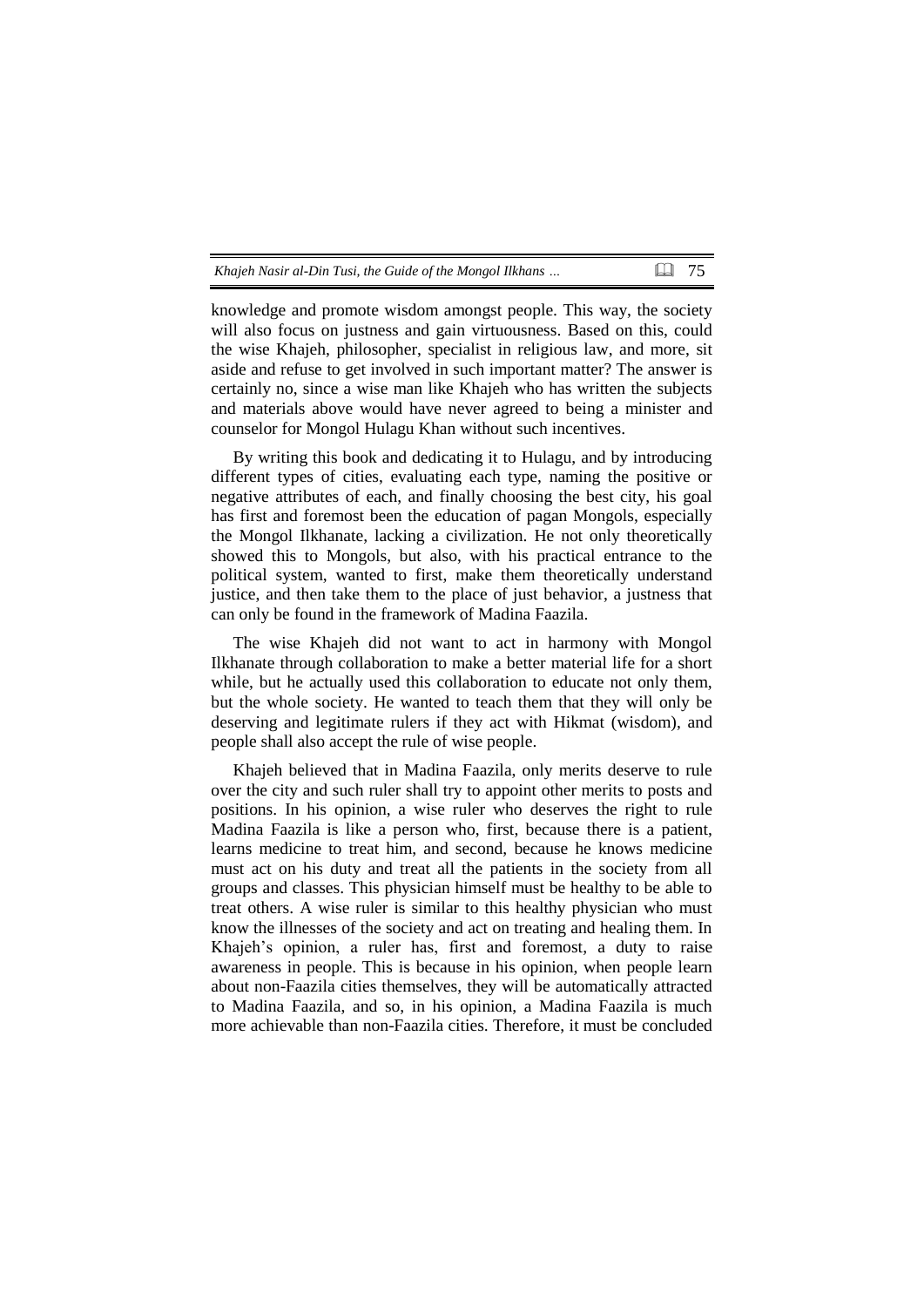knowledge and promote wisdom amongst people. This way, the society will also focus on justness and gain virtuousness. Based on this, could the wise Khajeh, philosopher, specialist in religious law, and more, sit aside and refuse to get involved in such important matter? The answer is certainly no, since a wise man like Khajeh who has written the subjects and materials above would have never agreed to being a minister and counselor for Mongol Hulagu Khan without such incentives.

By writing this book and dedicating it to Hulagu, and by introducing different types of cities, evaluating each type, naming the positive or negative attributes of each, and finally choosing the best city, his goal has first and foremost been the education of pagan Mongols, especially the Mongol Ilkhanate, lacking a civilization. He not only theoretically showed this to Mongols, but also, with his practical entrance to the political system, wanted to first, make them theoretically understand justice, and then take them to the place of just behavior, a justness that can only be found in the framework of Madina Faazila.

The wise Khajeh did not want to act in harmony with Mongol Ilkhanate through collaboration to make a better material life for a short while, but he actually used this collaboration to educate not only them, but the whole society. He wanted to teach them that they will only be deserving and legitimate rulers if they act with Hikmat (wisdom), and people shall also accept the rule of wise people.

Khajeh believed that in Madina Faazila, only merits deserve to rule over the city and such ruler shall try to appoint other merits to posts and positions. In his opinion, a wise ruler who deserves the right to rule Madina Faazila is like a person who, first, because there is a patient, learns medicine to treat him, and second, because he knows medicine must act on his duty and treat all the patients in the society from all groups and classes. This physician himself must be healthy to be able to treat others. A wise ruler is similar to this healthy physician who must know the illnesses of the society and act on treating and healing them. In Khajeh's opinion, a ruler has, first and foremost, a duty to raise awareness in people. This is because in his opinion, when people learn about non-Faazila cities themselves, they will be automatically attracted to Madina Faazila, and so, in his opinion, a Madina Faazila is much more achievable than non-Faazila cities. Therefore, it must be concluded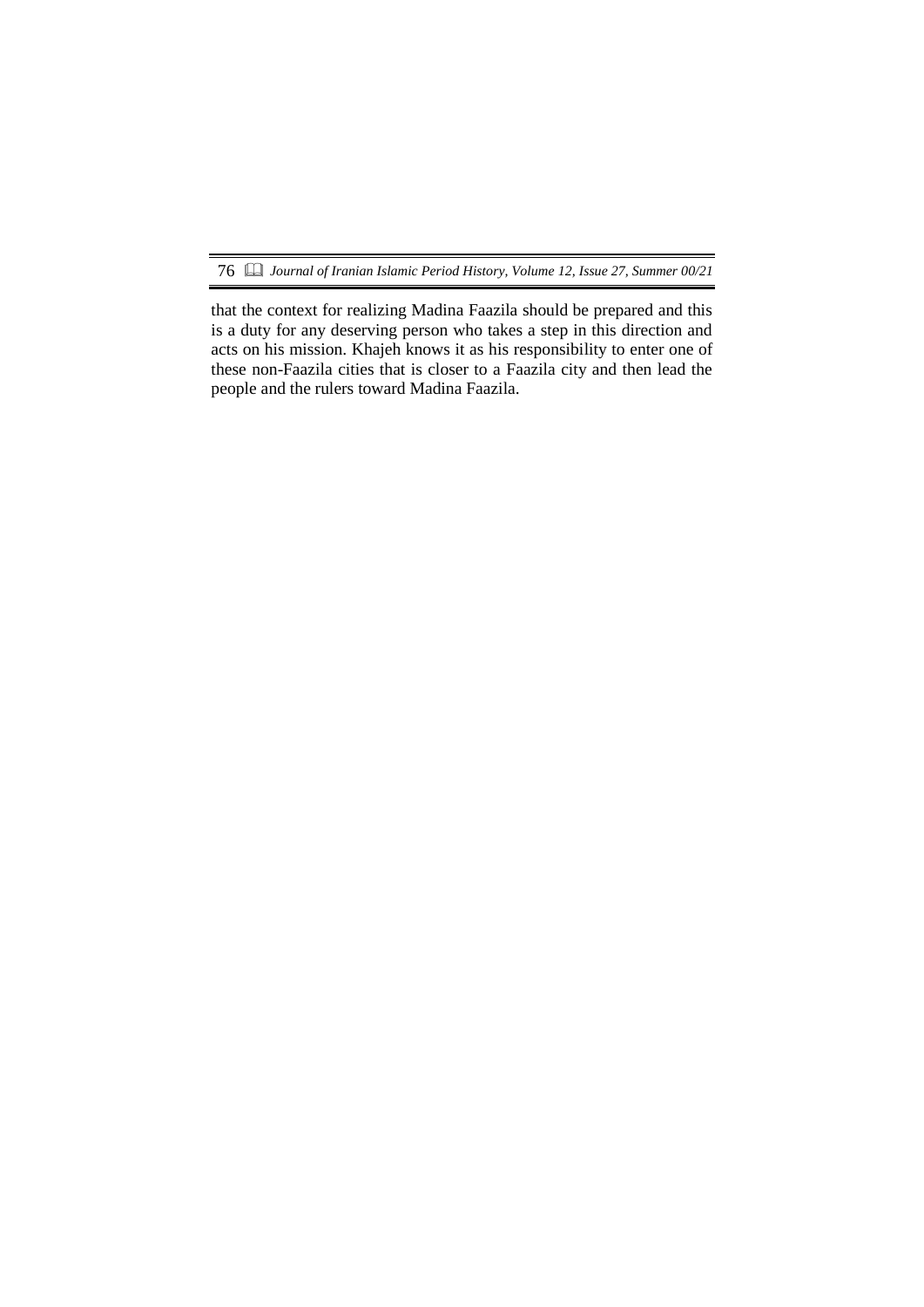that the context for realizing Madina Faazila should be prepared and this is a duty for any deserving person who takes a step in this direction and acts on his mission. Khajeh knows it as his responsibility to enter one of these non-Faazila cities that is closer to a Faazila city and then lead the people and the rulers toward Madina Faazila.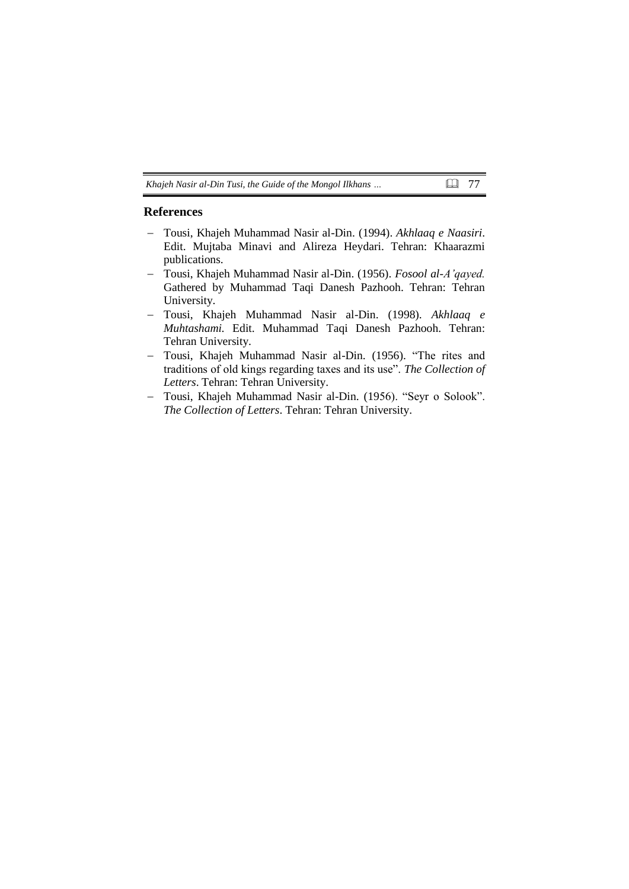## References

- Tousi, Khajeh Muhammad Nasir al-Din. (1994). *Akhlaaq e Naasiri*. Edit. Mujtaba Minavi and Alireza Heydari. Tehran: Khaarazmi publications.
- Tousi, Khajeh Muhammad Nasir al-Din. (1956). *Fosool al-A'qayed.* Gathered by Muhammad Taqi Danesh Pazhooh. Tehran: Tehran University.
- Tousi, Khajeh Muhammad Nasir al-Din. (1998). *Akhlaaq e Muhtashami.* Edit. Muhammad Taqi Danesh Pazhooh. Tehran: Tehran University.
- Tousi, Khajeh Muhammad Nasir al-Din. (1956). "The rites and traditions of old kings regarding taxes and its use". *The Collection of Letters*. Tehran: Tehran University.
- Tousi, Khajeh Muhammad Nasir al-Din. (1956). "Seyr o Solook". *The Collection of Letters*. Tehran: Tehran University.